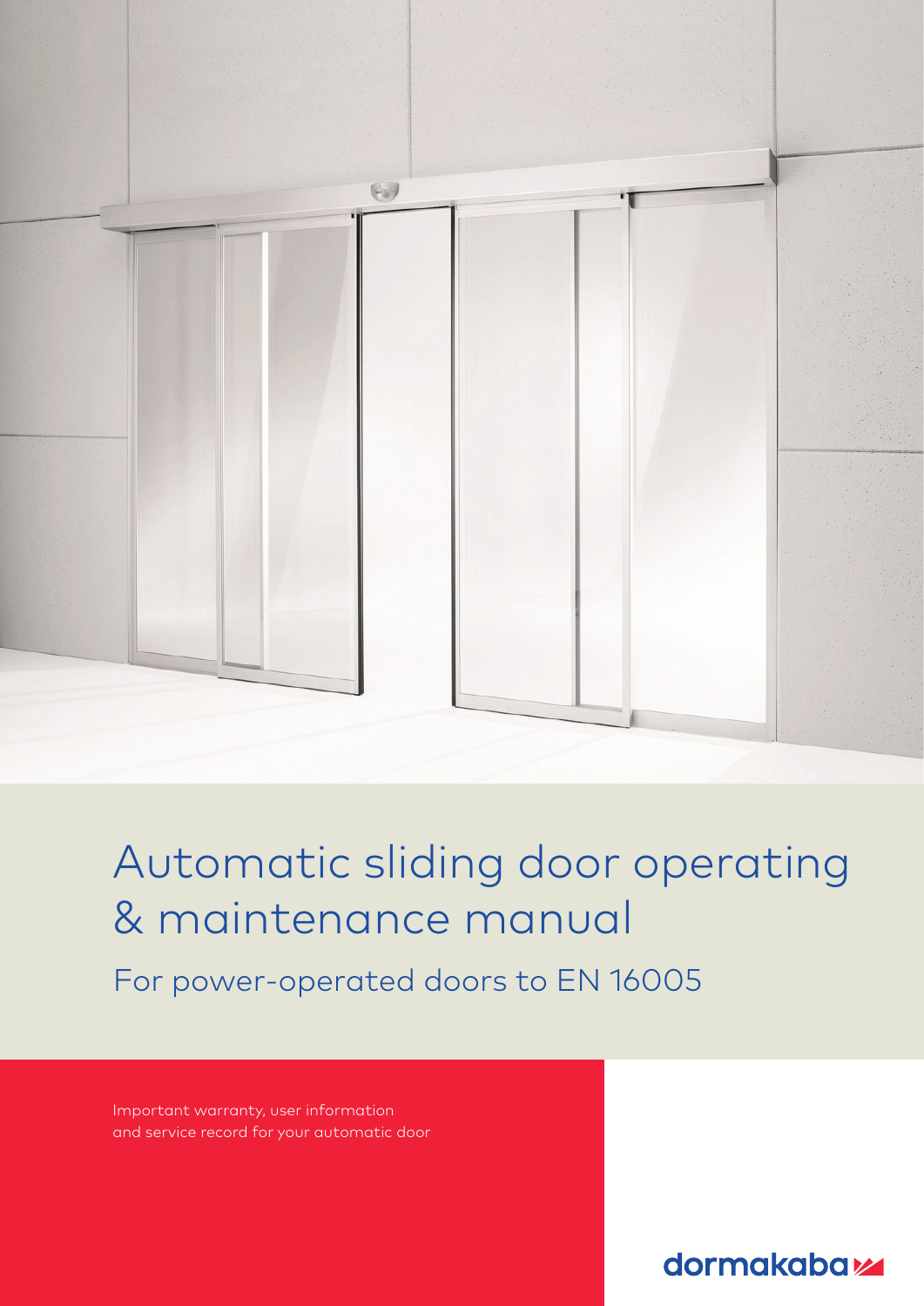# Automatic sliding door operating & maintenance manual

## For power-operated doors to EN 16005

Important warranty, user information and service record for your automatic door

dormakaba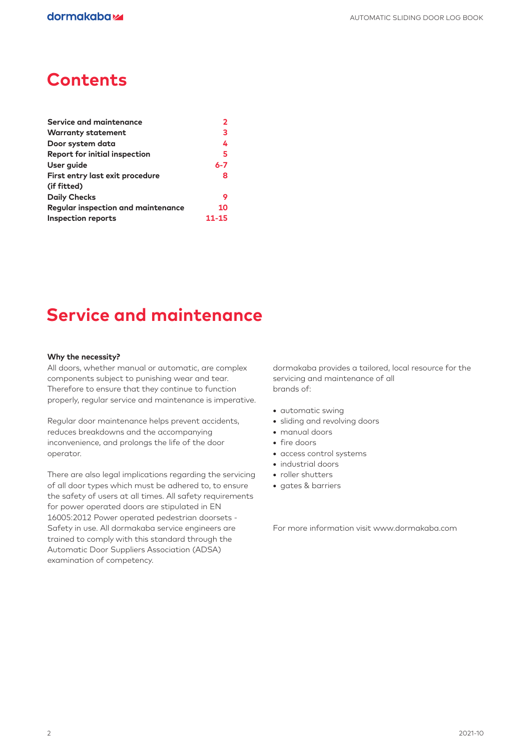# Contents

| | |
|---|---|
| **Service and maintenance** | **2** |
| **Warranty statement** | **3** |
| **Door system data** | **4** |
| **Report for initial inspection** | **5** |
| **User guide** | **6-7** |
| **First entry last exit procedure (if fitted)** | **8** |
| **Daily Checks** | **9** |
| **Regular inspection and maintenance** | **10** |
| **Inspection reports** | **11-15** |

# Service and maintenance

**Why the necessity?**

All doors, whether manual or automatic, are complex components subject to punishing wear and tear. Therefore to ensure that they continue to function properly, regular service and maintenance is imperative.

Regular door maintenance helps prevent accidents, reduces breakdowns and the accompanying inconvenience, and prolongs the life of the door operator.

There are also legal implications regarding the servicing of all door types which must be adhered to, to ensure the safety of users at all times. All safety requirements for power operated doors are stipulated in EN 16005:2012 Power operated pedestrian doorsets - Safety in use. All dormakaba service engineers are trained to comply with this standard through the Automatic Door Suppliers Association (ADSA) examination of competency.

dormakaba provides a tailored, local resource for the servicing and maintenance of all brands of:

- automatic swing
- sliding and revolving doors
- manual doors
- fire doors
- access control systems
- industrial doors
- roller shutters
- gates & barriers

For more information visit www.dormakaba.com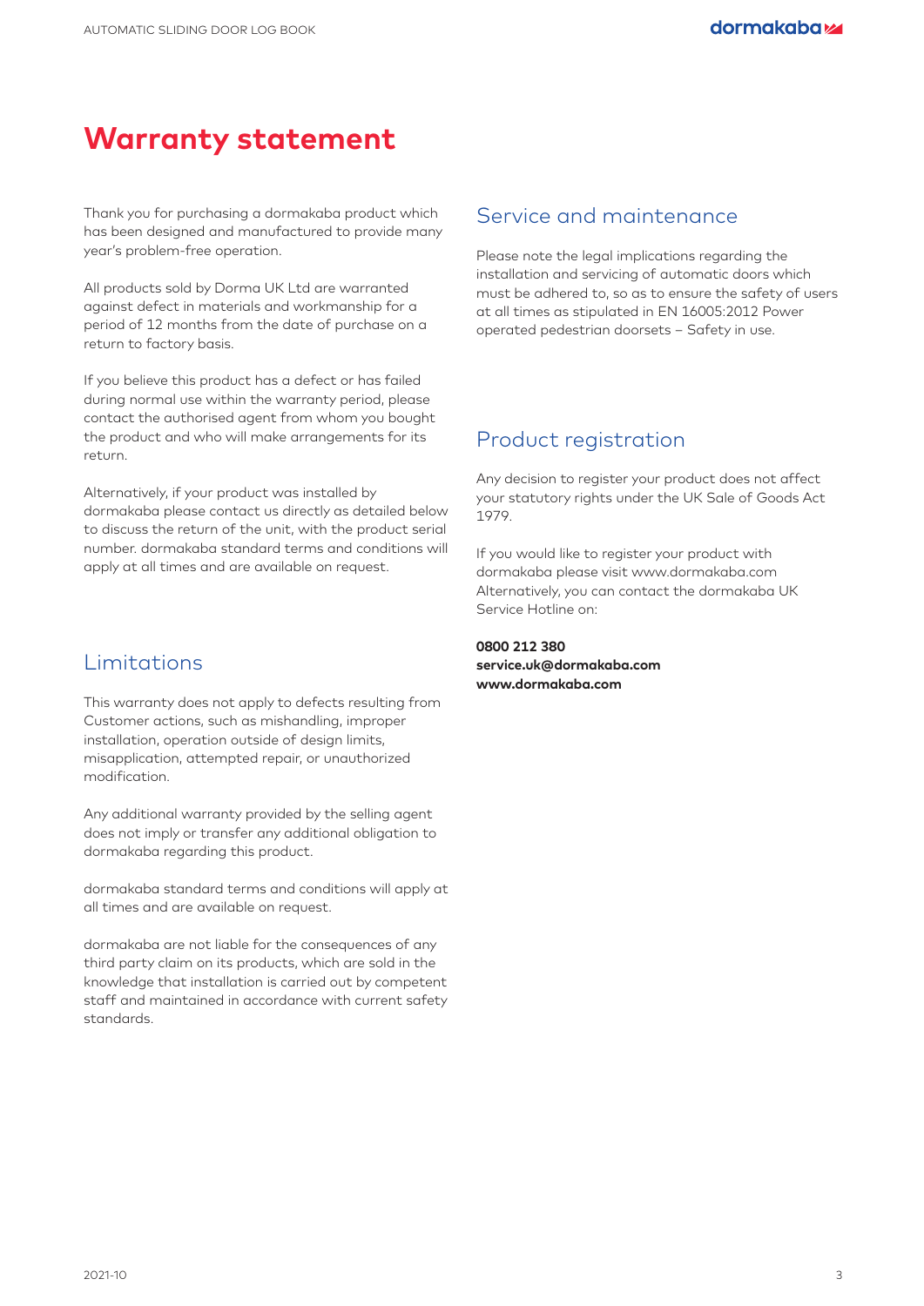# Warranty statement

Thank you for purchasing a dormakaba product which has been designed and manufactured to provide many year's problem-free operation.

All products sold by Dorma UK Ltd are warranted against defect in materials and workmanship for a period of 12 months from the date of purchase on a return to factory basis.

If you believe this product has a defect or has failed during normal use within the warranty period, please contact the authorised agent from whom you bought the product and who will make arrangements for its return.

Alternatively, if your product was installed by dormakaba please contact us directly as detailed below to discuss the return of the unit, with the product serial number. dormakaba standard terms and conditions will apply at all times and are available on request.

## Limitations

This warranty does not apply to defects resulting from Customer actions, such as mishandling, improper installation, operation outside of design limits, misapplication, attempted repair, or unauthorized modification.

Any additional warranty provided by the selling agent does not imply or transfer any additional obligation to dormakaba regarding this product.

dormakaba standard terms and conditions will apply at all times and are available on request.

dormakaba are not liable for the consequences of any third party claim on its products, which are sold in the knowledge that installation is carried out by competent staff and maintained in accordance with current safety standards.

## Service and maintenance

Please note the legal implications regarding the installation and servicing of automatic doors which must be adhered to, so as to ensure the safety of users at all times as stipulated in EN 16005:2012 Power operated pedestrian doorsets – Safety in use.

## Product registration

Any decision to register your product does not affect your statutory rights under the UK Sale of Goods Act 1979.

If you would like to register your product with dormakaba please visit www.dormakaba.com Alternatively, you can contact the dormakaba UK Service Hotline on:

**0800 212 380**
**service.uk@dormakaba.com**
**www.dormakaba.com**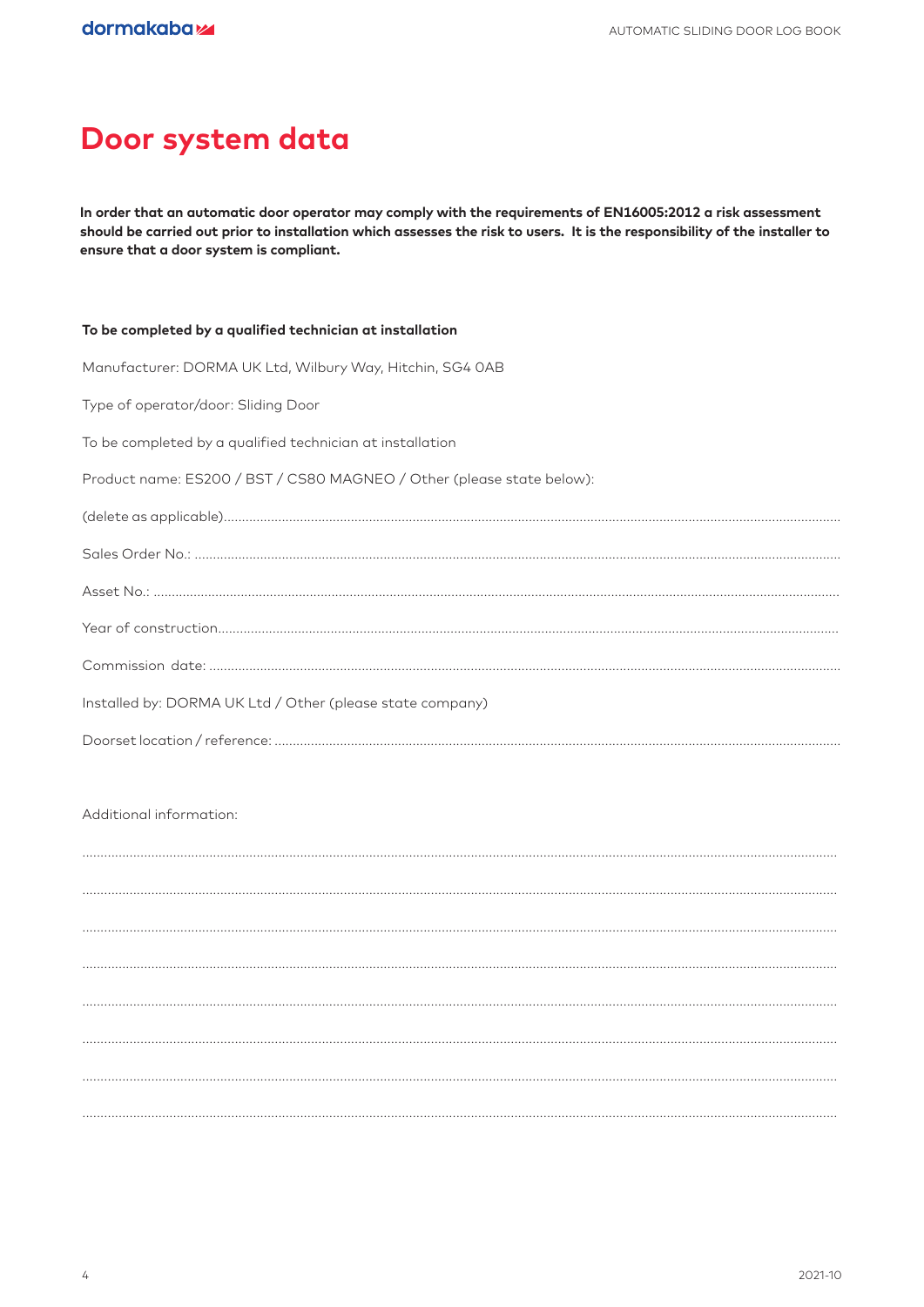# Door system data

**In order that an automatic door operator may comply with the requirements of EN16005:2012 a risk assessment should be carried out prior to installation which assesses the risk to users. It is the responsibility of the installer to ensure that a door system is compliant.**

**To be completed by a qualified technician at installation**

Manufacturer: DORMA UK Ltd, Wilbury Way, Hitchin, SG4 0AB

Type of operator/door: Sliding Door

To be completed by a qualified technician at installation

Product name: ES200 / BST / CS80 MAGNEO / Other (please state below):

(delete as applicable)...........................................................................................................................................

Sales Order No.: ...................................................................................................................................................

Asset No.: ............................................................................................................................................................

Year of construction.............................................................................................................................................

Commission date: ................................................................................................................................................

Installed by: DORMA UK Ltd / Other (please state company)

Doorset location / reference: ...............................................................................................................................

Additional information:

..............................................................................................................................................................................

..............................................................................................................................................................................

..............................................................................................................................................................................

..............................................................................................................................................................................

..............................................................................................................................................................................

..............................................................................................................................................................................

..............................................................................................................................................................................

..............................................................................................................................................................................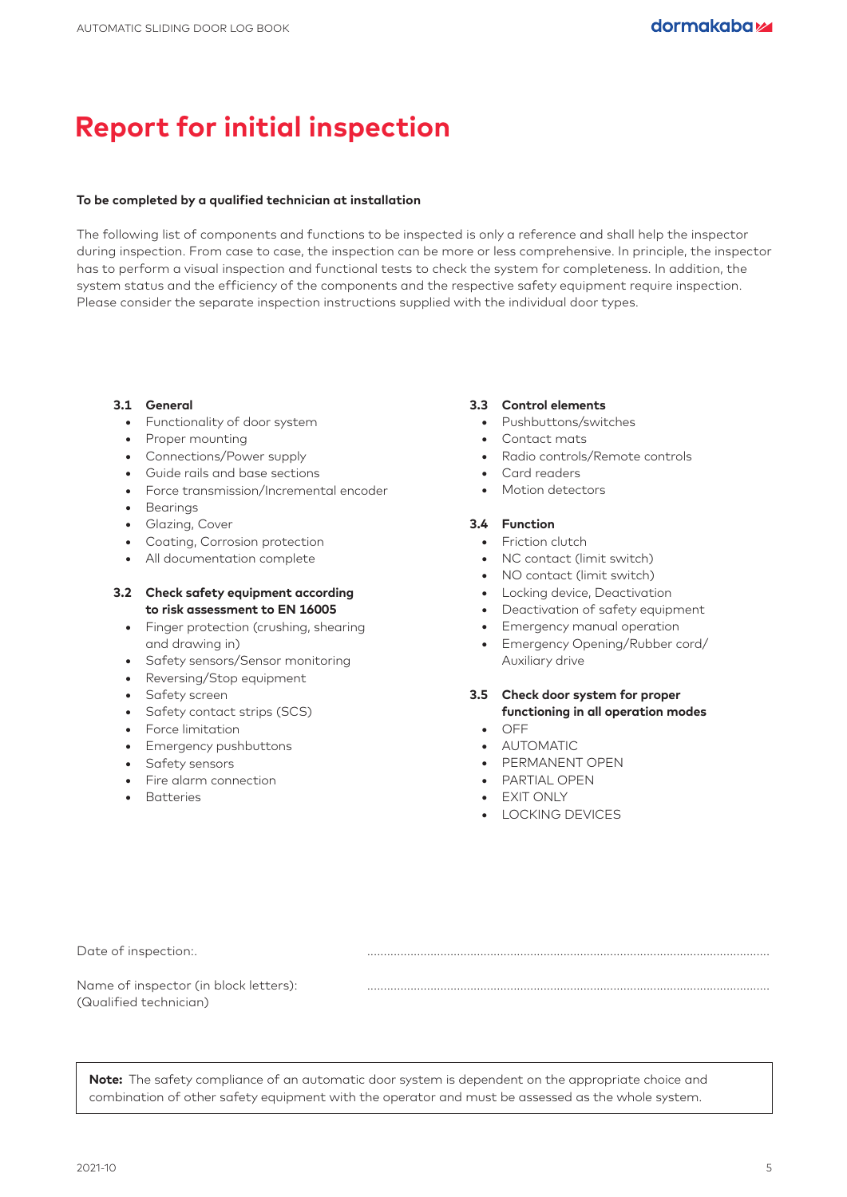# Report for initial inspection

**To be completed by a qualified technician at installation**

The following list of components and functions to be inspected is only a reference and shall help the inspector during inspection. From case to case, the inspection can be more or less comprehensive. In principle, the inspector has to perform a visual inspection and functional tests to check the system for completeness. In addition, the system status and the efficiency of the components and the respective safety equipment require inspection. Please consider the separate inspection instructions supplied with the individual door types.

**3.1 General**

- Functionality of door system
- Proper mounting
- Connections/Power supply
- Guide rails and base sections
- Force transmission/Incremental encoder
- Bearings
- Glazing, Cover
- Coating, Corrosion protection
- All documentation complete

**3.2 Check safety equipment according to risk assessment to EN 16005**

- Finger protection (crushing, shearing and drawing in)
- Safety sensors/Sensor monitoring
- Reversing/Stop equipment
- Safety screen
- Safety contact strips (SCS)
- Force limitation
- Emergency pushbuttons
- Safety sensors
- Fire alarm connection
- Batteries

**3.3 Control elements**

- Pushbuttons/switches
- Contact mats
- Radio controls/Remote controls
- Card readers
- Motion detectors

**3.4 Function**

- Friction clutch
- NC contact (limit switch)
- NO contact (limit switch)
- Locking device, Deactivation
- Deactivation of safety equipment
- Emergency manual operation
- Emergency Opening/Rubber cord/ Auxiliary drive

**3.5 Check door system for proper functioning in all operation modes**

- OFF
- AUTOMATIC
- PERMANENT OPEN
- PARTIAL OPEN
- EXIT ONLY
- LOCKING DEVICES

Date of inspection:. ..............................................................................................................

Name of inspector (in block letters): ..............................................................................................................
(Qualified technician)

**Note:** The safety compliance of an automatic door system is dependent on the appropriate choice and combination of other safety equipment with the operator and must be assessed as the whole system.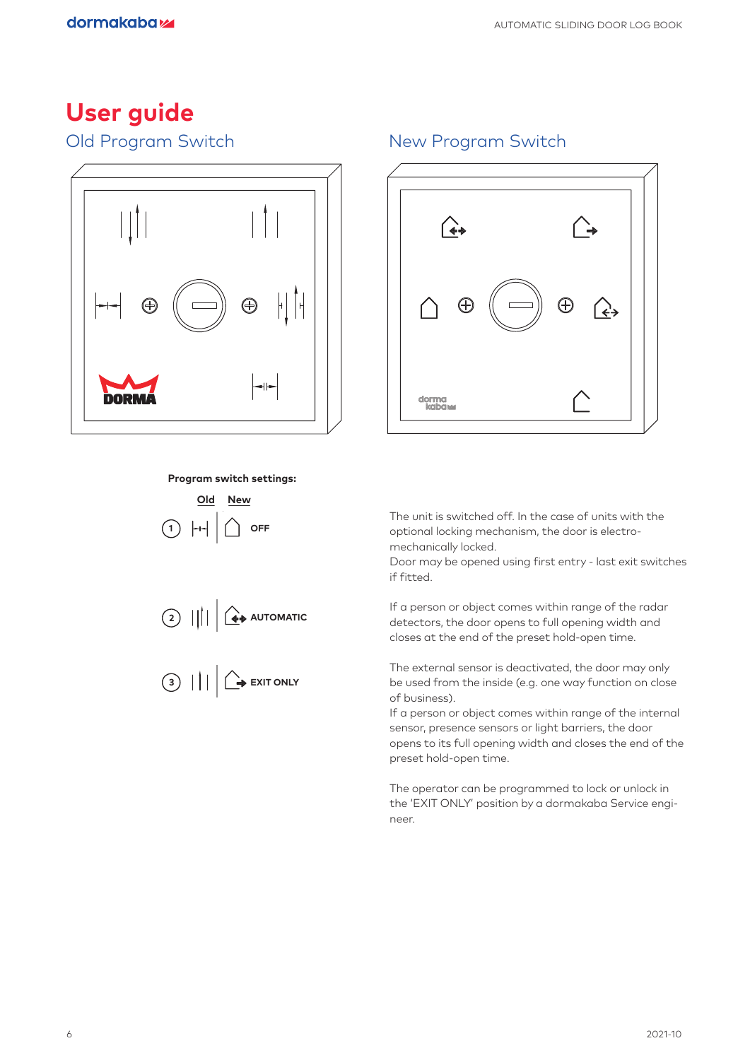# User guide

## Old Program Switch

## New Program Switch

**Program switch settings:**

| | Old | New | Setting | Description |
|---|---|---|---|---|
| 1 | | | OFF | The unit is switched off. In the case of units with the optional locking mechanism, the door is electro-mechanically locked. Door may be opened using first entry - last exit switches if fitted. |
| 2 | | | AUTOMATIC | If a person or object comes within range of the radar detectors, the door opens to full opening width and closes at the end of the preset hold-open time. |
| 3 | | | EXIT ONLY | The external sensor is deactivated, the door may only be used from the inside (e.g. one way function on close of business). If a person or object comes within range of the internal sensor, presence sensors or light barriers, the door opens to its full opening width and closes the end of the preset hold-open time. |

The operator can be programmed to lock or unlock in the 'EXIT ONLY' position by a dormakaba Service engineer.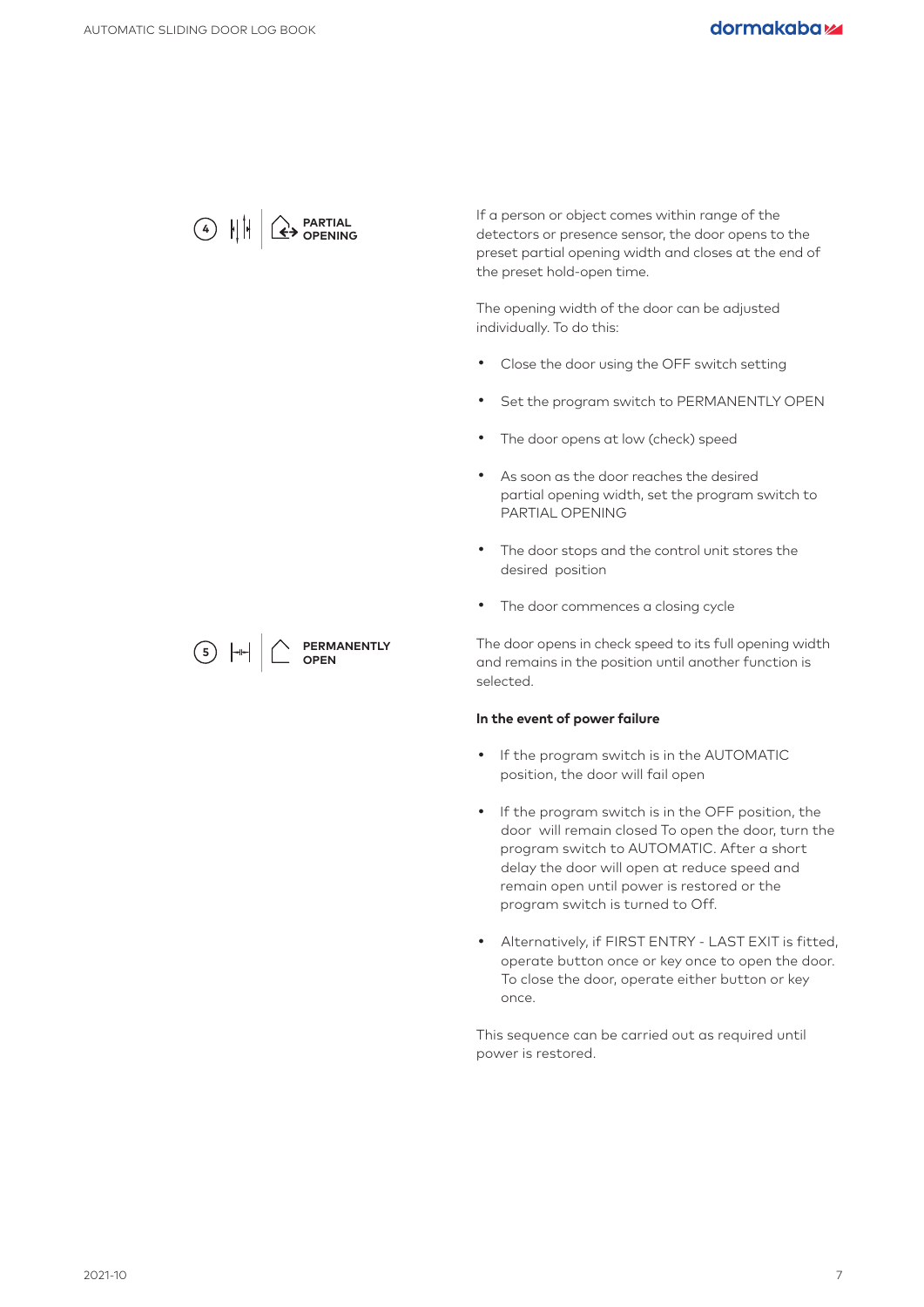**④ PARTIAL OPENING**

If a person or object comes within range of the detectors or presence sensor, the door opens to the preset partial opening width and closes at the end of the preset hold-open time.

The opening width of the door can be adjusted individually. To do this:

- Close the door using the OFF switch setting
- Set the program switch to PERMANENTLY OPEN
- The door opens at low (check) speed
- As soon as the door reaches the desired partial opening width, set the program switch to PARTIAL OPENING
- The door stops and the control unit stores the desired position
- The door commences a closing cycle

**⑤ PERMANENTLY OPEN**

The door opens in check speed to its full opening width and remains in the position until another function is selected.

**In the event of power failure**

- If the program switch is in the AUTOMATIC position, the door will fail open
- If the program switch is in the OFF position, the door will remain closed To open the door, turn the program switch to AUTOMATIC. After a short delay the door will open at reduce speed and remain open until power is restored or the program switch is turned to Off.
- Alternatively, if FIRST ENTRY - LAST EXIT is fitted, operate button once or key once to open the door. To close the door, operate either button or key once.

This sequence can be carried out as required until power is restored.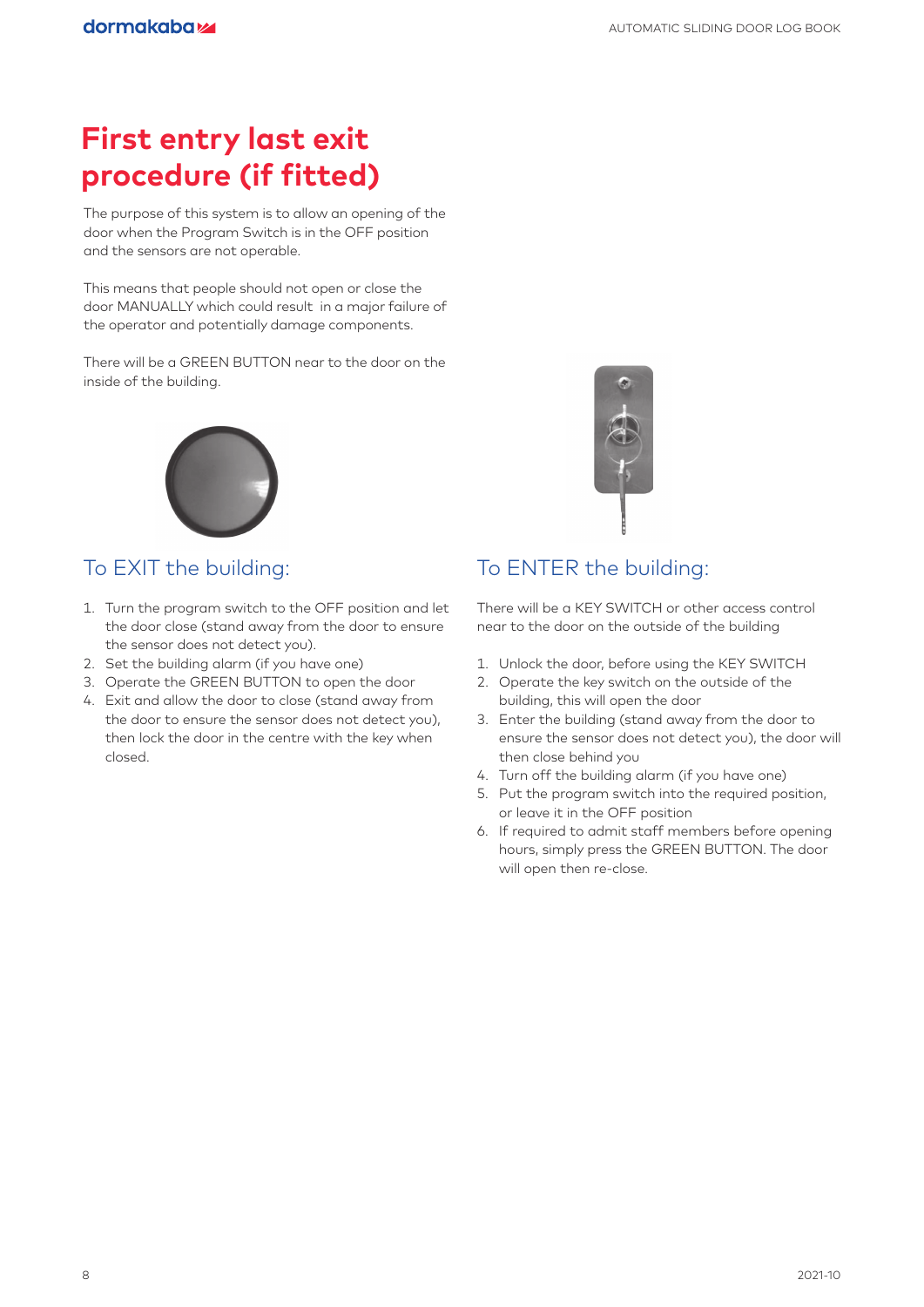# First entry last exit procedure (if fitted)

The purpose of this system is to allow an opening of the door when the Program Switch is in the OFF position and the sensors are not operable.

This means that people should not open or close the door MANUALLY which could result in a major failure of the operator and potentially damage components.

There will be a GREEN BUTTON near to the door on the inside of the building.

## To EXIT the building:

1. Turn the program switch to the OFF position and let the door close (stand away from the door to ensure the sensor does not detect you).
2. Set the building alarm (if you have one)
3. Operate the GREEN BUTTON to open the door
4. Exit and allow the door to close (stand away from the door to ensure the sensor does not detect you), then lock the door in the centre with the key when closed.

## To ENTER the building:

There will be a KEY SWITCH or other access control near to the door on the outside of the building

1. Unlock the door, before using the KEY SWITCH
2. Operate the key switch on the outside of the building, this will open the door
3. Enter the building (stand away from the door to ensure the sensor does not detect you), the door will then close behind you
4. Turn off the building alarm (if you have one)
5. Put the program switch into the required position, or leave it in the OFF position
6. If required to admit staff members before opening hours, simply press the GREEN BUTTON. The door will open then re-close.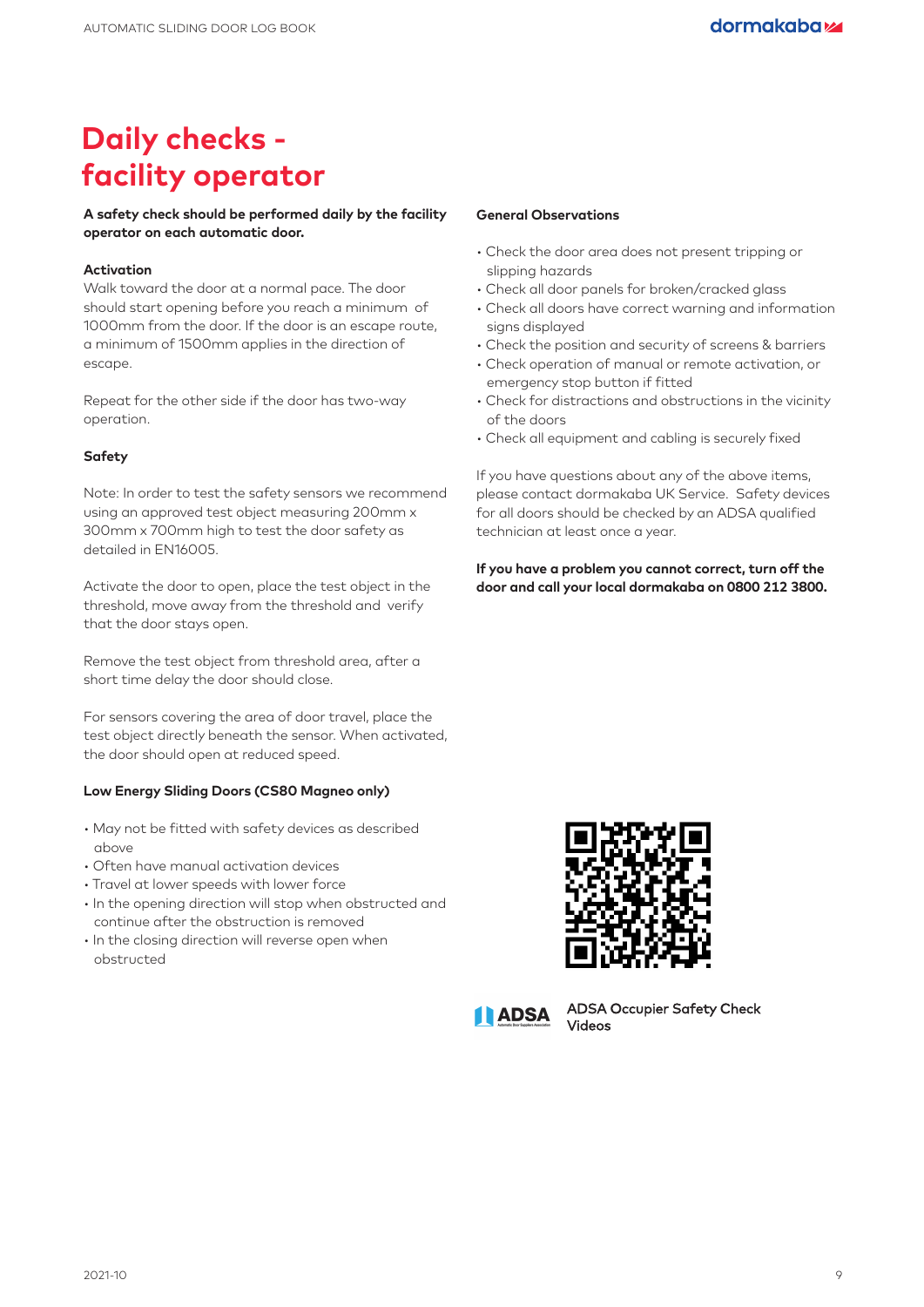# Daily checks - facility operator

**A safety check should be performed daily by the facility operator on each automatic door.**

**Activation**

Walk toward the door at a normal pace. The door should start opening before you reach a minimum of 1000mm from the door. If the door is an escape route, a minimum of 1500mm applies in the direction of escape.

Repeat for the other side if the door has two-way operation.

**Safety**

Note: In order to test the safety sensors we recommend using an approved test object measuring 200mm x 300mm x 700mm high to test the door safety as detailed in EN16005.

Activate the door to open, place the test object in the threshold, move away from the threshold and verify that the door stays open.

Remove the test object from threshold area, after a short time delay the door should close.

For sensors covering the area of door travel, place the test object directly beneath the sensor. When activated, the door should open at reduced speed.

**Low Energy Sliding Doors (CS80 Magneo only)**

- May not be fitted with safety devices as described above
- Often have manual activation devices
- Travel at lower speeds with lower force
- In the opening direction will stop when obstructed and continue after the obstruction is removed
- In the closing direction will reverse open when obstructed

**General Observations**

- Check the door area does not present tripping or slipping hazards
- Check all door panels for broken/cracked glass
- Check all doors have correct warning and information signs displayed
- Check the position and security of screens & barriers
- Check operation of manual or remote activation, or emergency stop button if fitted
- Check for distractions and obstructions in the vicinity of the doors
- Check all equipment and cabling is securely fixed

If you have questions about any of the above items, please contact dormakaba UK Service. Safety devices for all doors should be checked by an ADSA qualified technician at least once a year.

**If you have a problem you cannot correct, turn off the door and call your local dormakaba on 0800 212 3800.**

ADSA Occupier Safety Check Videos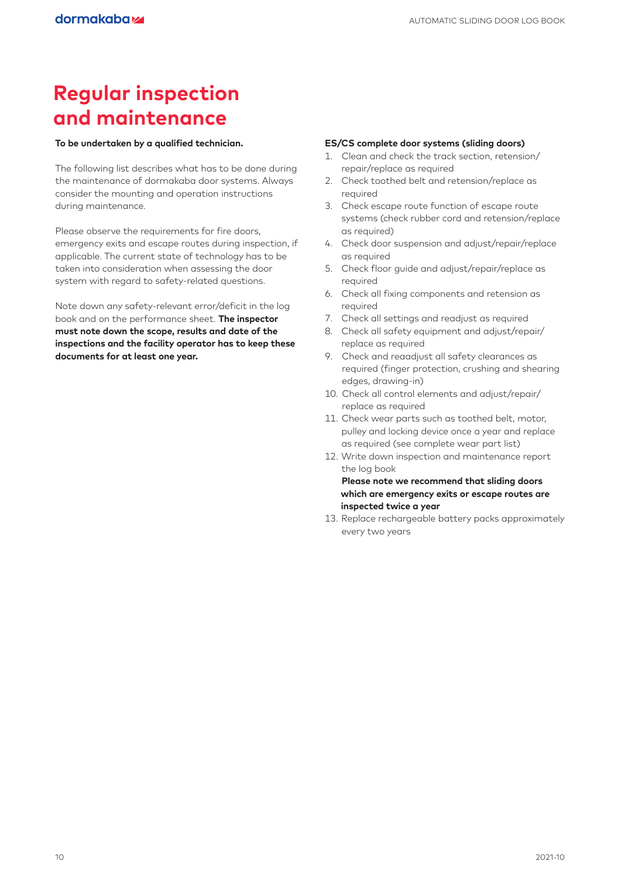# Regular inspection and maintenance

**To be undertaken by a qualified technician.**

The following list describes what has to be done during the maintenance of dormakaba door systems. Always consider the mounting and operation instructions during maintenance.

Please observe the requirements for fire doors, emergency exits and escape routes during inspection, if applicable. The current state of technology has to be taken into consideration when assessing the door system with regard to safety-related questions.

Note down any safety-relevant error/deficit in the log book and on the performance sheet. **The inspector must note down the scope, results and date of the inspections and the facility operator has to keep these documents for at least one year.**

**ES/CS complete door systems (sliding doors)**

1. Clean and check the track section, retension/repair/replace as required
2. Check toothed belt and retension/replace as required
3. Check escape route function of escape route systems (check rubber cord and retension/replace as required)
4. Check door suspension and adjust/repair/replace as required
5. Check floor guide and adjust/repair/replace as required
6. Check all fixing components and retension as required
7. Check all settings and readjust as required
8. Check all safety equipment and adjust/repair/replace as required
9. Check and reaadjust all safety clearances as required (finger protection, crushing and shearing edges, drawing-in)
10. Check all control elements and adjust/repair/replace as required
11. Check wear parts such as toothed belt, motor, pulley and locking device once a year and replace as required (see complete wear part list)
12. Write down inspection and maintenance report the log book
    **Please note we recommend that sliding doors which are emergency exits or escape routes are inspected twice a year**
13. Replace rechargeable battery packs approximately every two years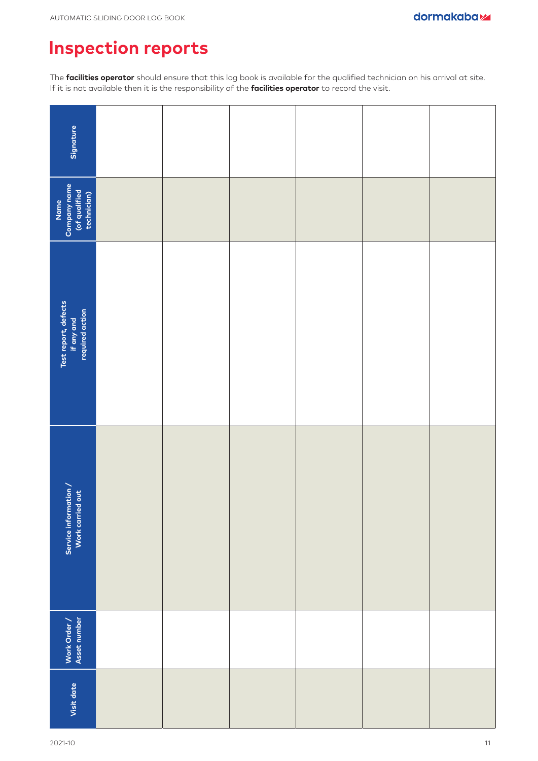# Inspection reports

The **facilities operator** should ensure that this log book is available for the qualified technician on his arrival at site. If it is not available then it is the responsibility of the **facilities operator** to record the visit.

| Visit date | Work Order / Asset number | Service information / Work carried out | Test report, defects if any and required action | Name Company name (of qualified technician) | Signature |
|---|---|---|---|---|---|
| | | | | | |
| | | | | | |
| | | | | | |
| | | | | | |
| | | | | | |
| | | | | | |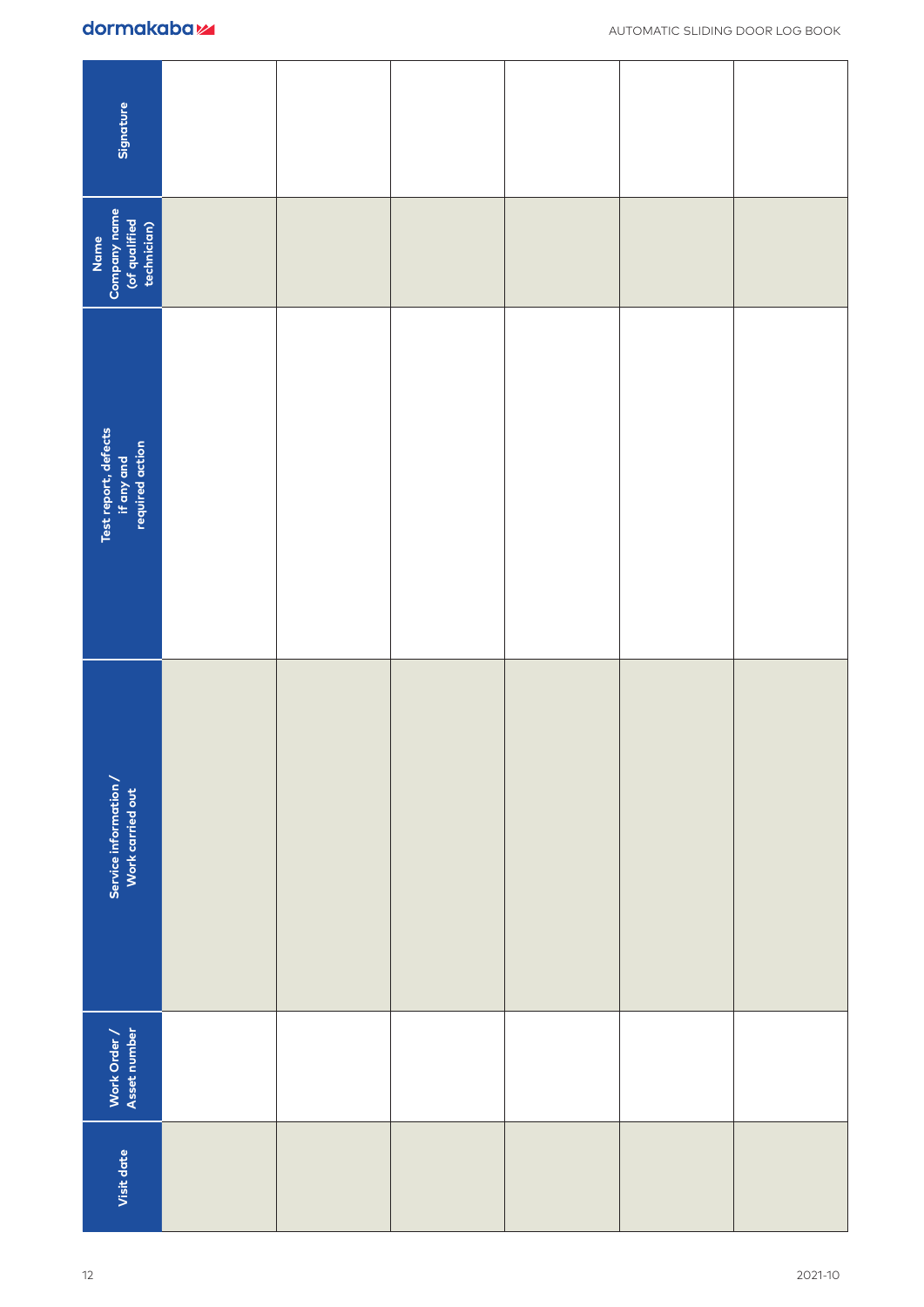| Visit date | Work Order / Asset number | Service information / Work carried out | Test report, defects if any and required action | Name Company name (of qualified technician) | Signature |
|---|---|---|---|---|---|
| | | | | | |
| | | | | | |
| | | | | | |
| | | | | | |
| | | | | | |
| | | | | | |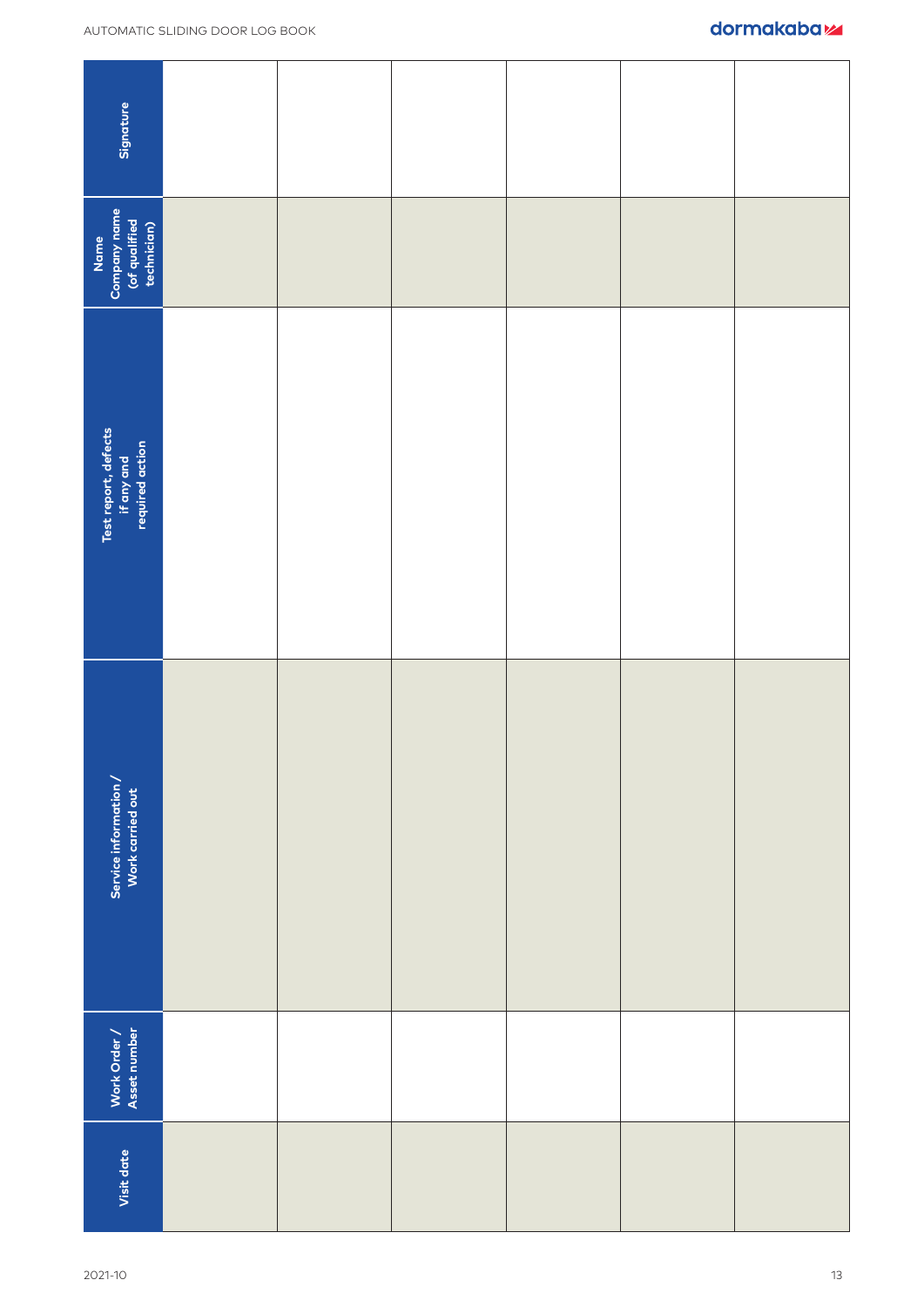| Visit date | Work Order / Asset number | Service information / Work carried out | Test report, defects if any and required action | Name Company name (of qualified technician) | Signature |
|---|---|---|---|---|---|
| | | | | | |
| | | | | | |
| | | | | | |
| | | | | | |
| | | | | | |
| | | | | | |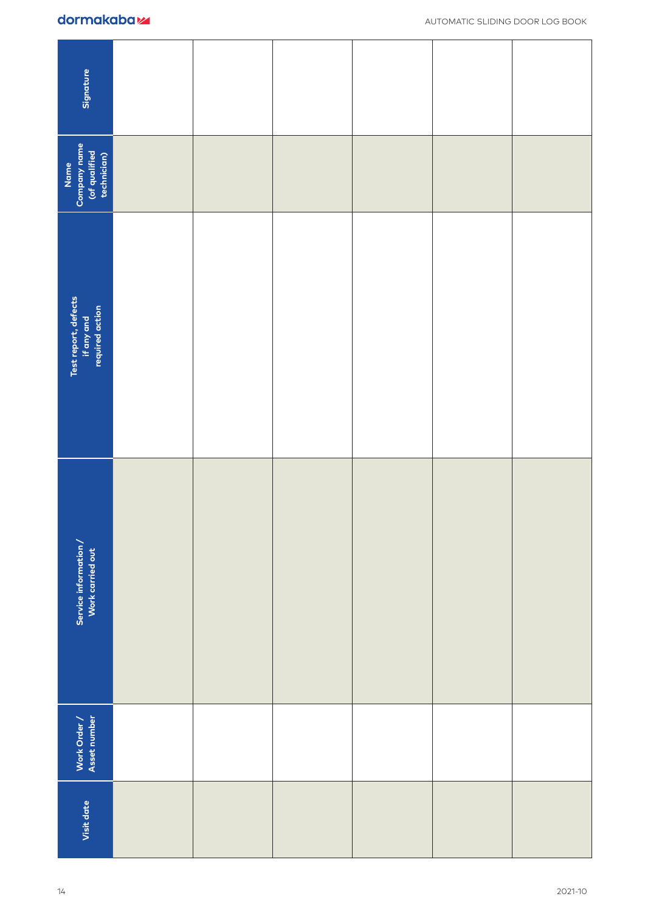| Visit date | Work Order / Asset number | Service information / Work carried out | Test report, defects if any and required action | Name Company name (of qualified technician) | Signature |
|---|---|---|---|---|---|
| | | | | | |
| | | | | | |
| | | | | | |
| | | | | | |
| | | | | | |
| | | | | | |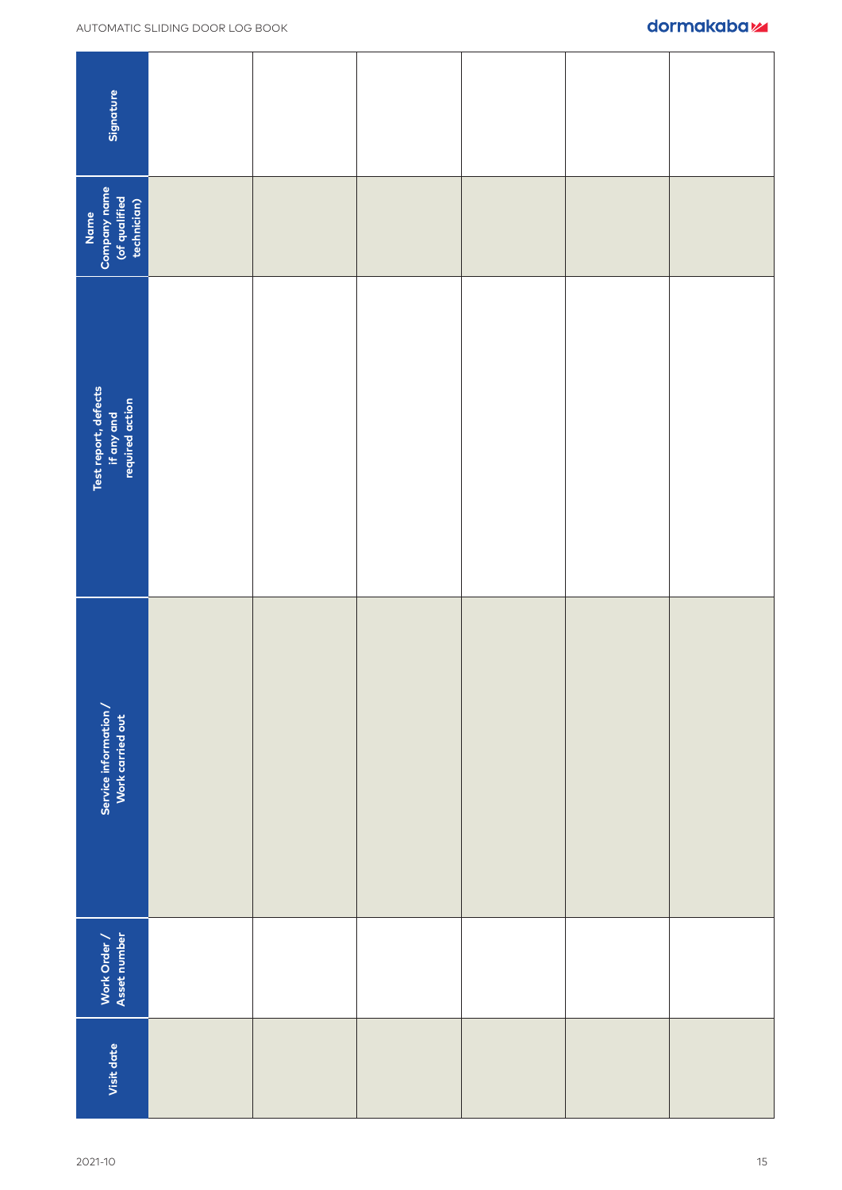| Visit date | Work Order / Asset number | Service information / Work carried out | Test report, defects if any and required action | Name Company name (of qualified technician) | Signature |
|---|---|---|---|---|---|
| | | | | | |
| | | | | | |
| | | | | | |
| | | | | | |
| | | | | | |
| | | | | | |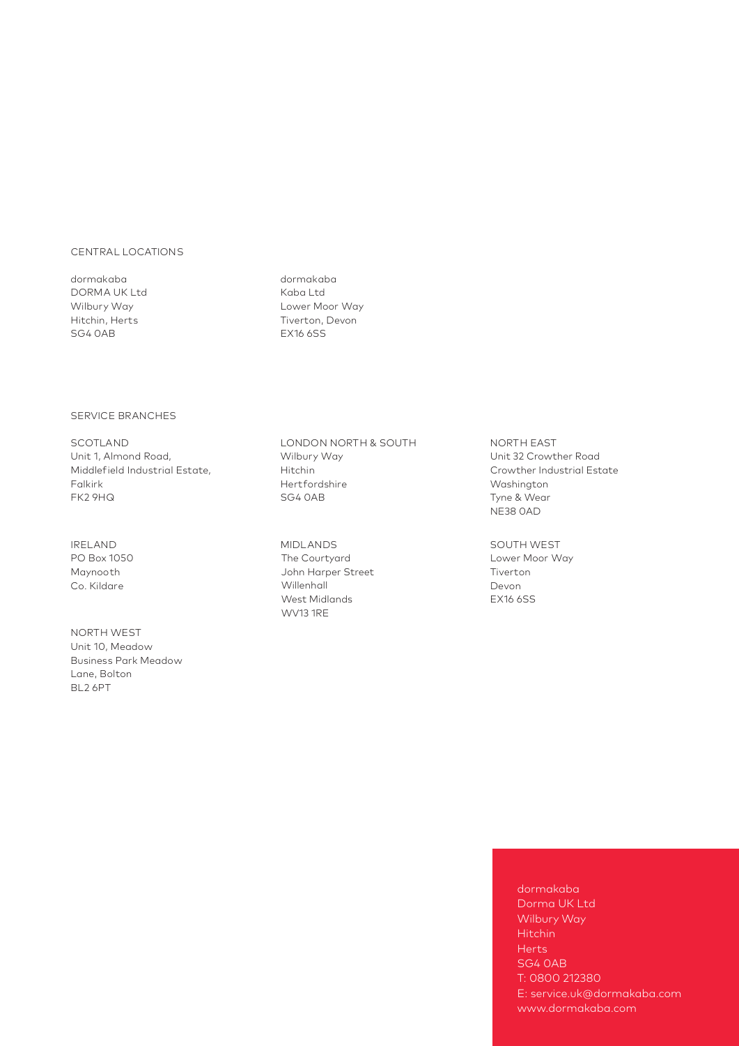## CENTRAL LOCATIONS

dormakaba
DORMA UK Ltd
Wilbury Way
Hitchin, Herts
SG4 0AB

dormakaba
Kaba Ltd
Lower Moor Way
Tiverton, Devon
EX16 6SS

## SERVICE BRANCHES

SCOTLAND
Unit 1, Almond Road,
Middlefield Industrial Estate,
Falkirk
FK2 9HQ

IRELAND
PO Box 1050
Maynooth
Co. Kildare

NORTH WEST
Unit 10, Meadow
Business Park Meadow
Lane, Bolton
BL2 6PT

LONDON NORTH & SOUTH
Wilbury Way
Hitchin
Hertfordshire
SG4 0AB

MIDLANDS
The Courtyard
John Harper Street
Willenhall
West Midlands
WV13 1RE

NORTH EAST
Unit 32 Crowther Road
Crowther Industrial Estate
Washington
Tyne & Wear
NE38 0AD

SOUTH WEST
Lower Moor Way
Tiverton
Devon
EX16 6SS

dormakaba
Dorma UK Ltd
Wilbury Way
Hitchin
Herts
SG4 0AB
T: 0800 212380
E: service.uk@dormakaba.com
www.dormakaba.com